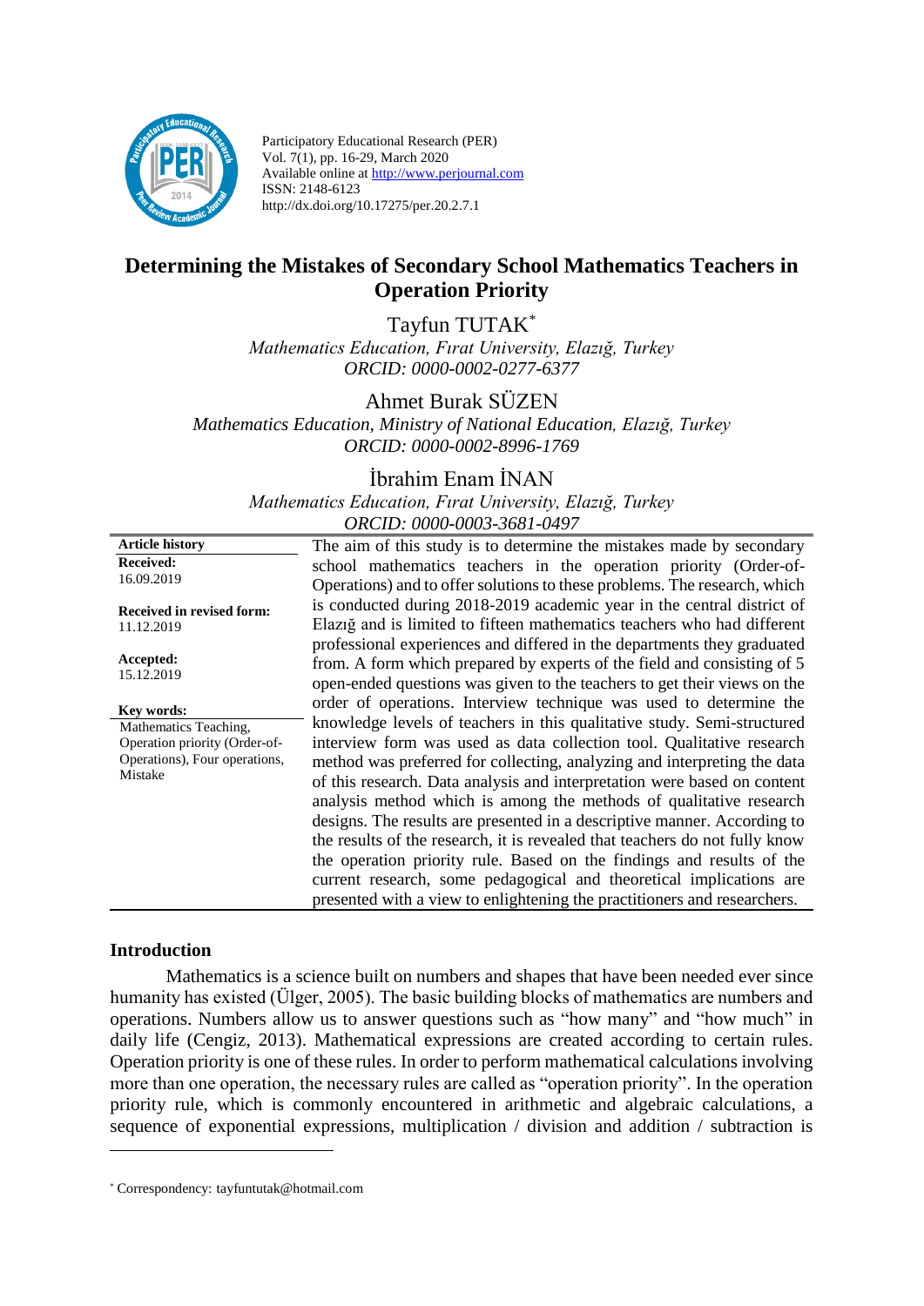Participatory Educational Research (PER)
Vol. 7(1), pp. 16-29, March 2020
Available online at http://www.perjournal.com
ISSN: 2148-6123
http://dx.doi.org/10.17275/per.20.2.7.1

# Determining the Mistakes of Secondary School Mathematics Teachers in Operation Priority

Tayfun TUTAK*
*Mathematics Education, Fırat University, Elazığ, Turkey*
*ORCID: 0000-0002-0277-6377*

Ahmet Burak SÜZEN
*Mathematics Education, Ministry of National Education, Elazığ, Turkey*
*ORCID: 0000-0002-8996-1769*

İbrahim Enam İNAN
*Mathematics Education, Fırat University, Elazığ, Turkey*
*ORCID: 0000-0003-3681-0497*

**Article history**
**Received:** 16.09.2019
**Received in revised form:** 11.12.2019
**Accepted:** 15.12.2019

**Key words:**
Mathematics Teaching, Operation priority (Order-of-Operations), Four operations, Mistake

The aim of this study is to determine the mistakes made by secondary school mathematics teachers in the operation priority (Order-of-Operations) and to offer solutions to these problems. The research, which is conducted during 2018-2019 academic year in the central district of Elazığ and is limited to fifteen mathematics teachers who had different professional experiences and differed in the departments they graduated from. A form which prepared by experts of the field and consisting of 5 open-ended questions was given to the teachers to get their views on the order of operations. Interview technique was used to determine the knowledge levels of teachers in this qualitative study. Semi-structured interview form was used as data collection tool. Qualitative research method was preferred for collecting, analyzing and interpreting the data of this research. Data analysis and interpretation were based on content analysis method which is among the methods of qualitative research designs. The results are presented in a descriptive manner. According to the results of the research, it is revealed that teachers do not fully know the operation priority rule. Based on the findings and results of the current research, some pedagogical and theoretical implications are presented with a view to enlightening the practitioners and researchers.

## Introduction

Mathematics is a science built on numbers and shapes that have been needed ever since humanity has existed (Ülger, 2005). The basic building blocks of mathematics are numbers and operations. Numbers allow us to answer questions such as "how many" and "how much" in daily life (Cengiz, 2013). Mathematical expressions are created according to certain rules. Operation priority is one of these rules. In order to perform mathematical calculations involving more than one operation, the necessary rules are called as "operation priority". In the operation priority rule, which is commonly encountered in arithmetic and algebraic calculations, a sequence of exponential expressions, multiplication / division and addition / subtraction is

* Correspondency: tayfuntutak@hotmail.com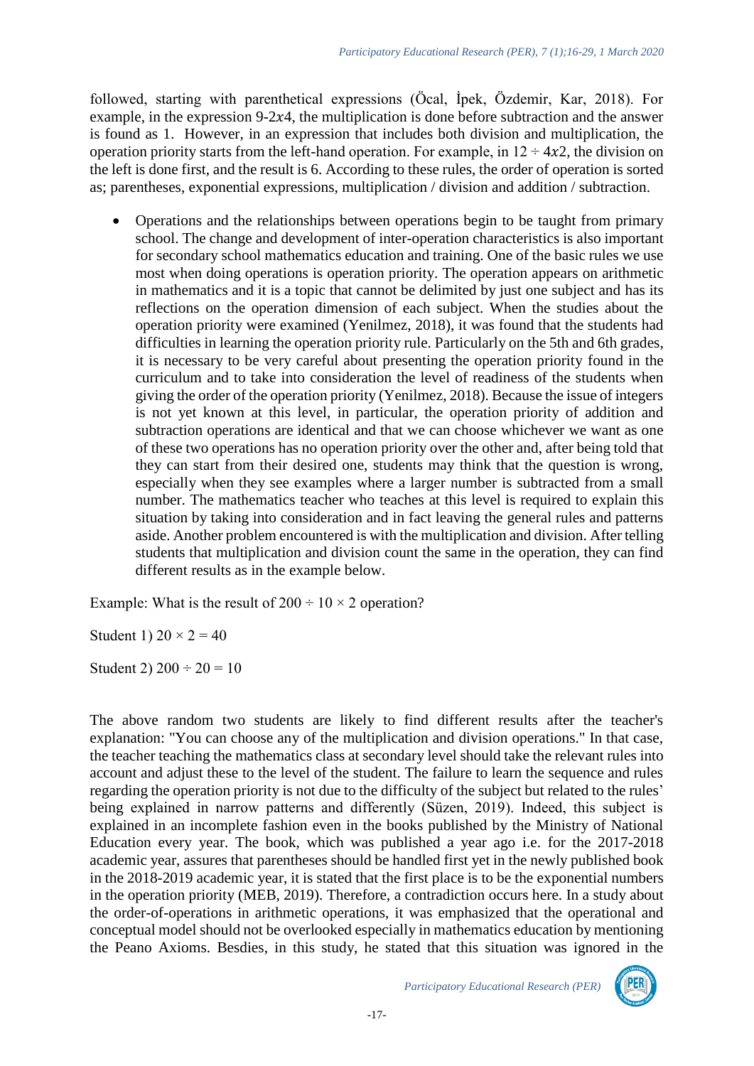followed, starting with parenthetical expressions (Öcal, İpek, Özdemir, Kar, 2018). For example, in the expression 9-2$x$4, the multiplication is done before subtraction and the answer is found as 1. However, in an expression that includes both division and multiplication, the operation priority starts from the left-hand operation. For example, in 12 ÷ 4$x$2, the division on the left is done first, and the result is 6. According to these rules, the order of operation is sorted as; parentheses, exponential expressions, multiplication / division and addition / subtraction.

- Operations and the relationships between operations begin to be taught from primary school. The change and development of inter-operation characteristics is also important for secondary school mathematics education and training. One of the basic rules we use most when doing operations is operation priority. The operation appears on arithmetic in mathematics and it is a topic that cannot be delimited by just one subject and has its reflections on the operation dimension of each subject. When the studies about the operation priority were examined (Yenilmez, 2018), it was found that the students had difficulties in learning the operation priority rule. Particularly on the 5th and 6th grades, it is necessary to be very careful about presenting the operation priority found in the curriculum and to take into consideration the level of readiness of the students when giving the order of the operation priority (Yenilmez, 2018). Because the issue of integers is not yet known at this level, in particular, the operation priority of addition and subtraction operations are identical and that we can choose whichever we want as one of these two operations has no operation priority over the other and, after being told that they can start from their desired one, students may think that the question is wrong, especially when they see examples where a larger number is subtracted from a small number. The mathematics teacher who teaches at this level is required to explain this situation by taking into consideration and in fact leaving the general rules and patterns aside. Another problem encountered is with the multiplication and division. After telling students that multiplication and division count the same in the operation, they can find different results as in the example below.

Example: What is the result of $200 \div 10 \times 2$ operation?

Student 1) $20 \times 2 = 40$

Student 2) $200 \div 20 = 10$

The above random two students are likely to find different results after the teacher's explanation: "You can choose any of the multiplication and division operations." In that case, the teacher teaching the mathematics class at secondary level should take the relevant rules into account and adjust these to the level of the student. The failure to learn the sequence and rules regarding the operation priority is not due to the difficulty of the subject but related to the rules' being explained in narrow patterns and differently (Süzen, 2019). Indeed, this subject is explained in an incomplete fashion even in the books published by the Ministry of National Education every year. The book, which was published a year ago i.e. for the 2017-2018 academic year, assures that parentheses should be handled first yet in the newly published book in the 2018-2019 academic year, it is stated that the first place is to be the exponential numbers in the operation priority (MEB, 2019). Therefore, a contradiction occurs here. In a study about the order-of-operations in arithmetic operations, it was emphasized that the operational and conceptual model should not be overlooked especially in mathematics education by mentioning the Peano Axioms. Besdies, in this study, he stated that this situation was ignored in the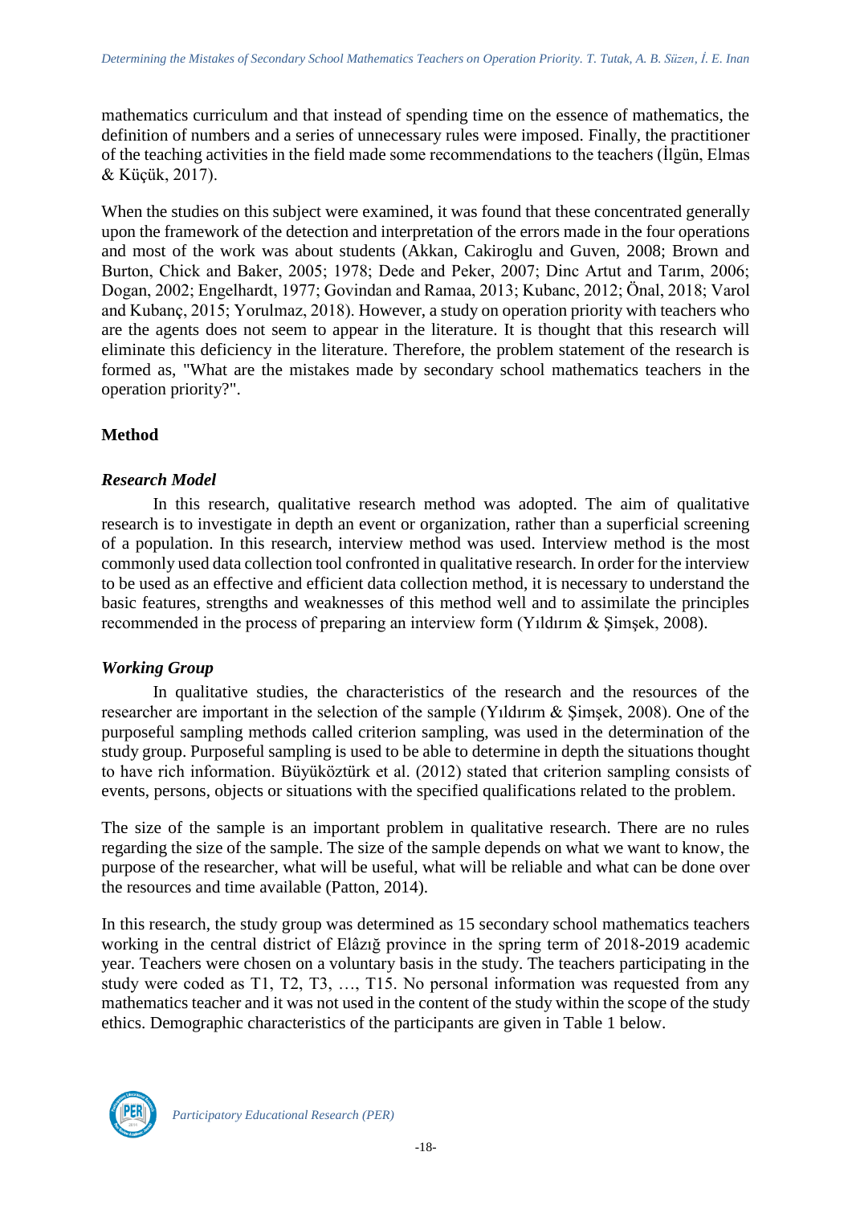mathematics curriculum and that instead of spending time on the essence of mathematics, the definition of numbers and a series of unnecessary rules were imposed. Finally, the practitioner of the teaching activities in the field made some recommendations to the teachers (İlgün, Elmas & Küçük, 2017).

When the studies on this subject were examined, it was found that these concentrated generally upon the framework of the detection and interpretation of the errors made in the four operations and most of the work was about students (Akkan, Cakiroglu and Guven, 2008; Brown and Burton, Chick and Baker, 2005; 1978; Dede and Peker, 2007; Dinc Artut and Tarım, 2006; Dogan, 2002; Engelhardt, 1977; Govindan and Ramaa, 2013; Kubanc, 2012; Önal, 2018; Varol and Kubanç, 2015; Yorulmaz, 2018). However, a study on operation priority with teachers who are the agents does not seem to appear in the literature. It is thought that this research will eliminate this deficiency in the literature. Therefore, the problem statement of the research is formed as, "What are the mistakes made by secondary school mathematics teachers in the operation priority?".

## Method

### *Research Model*

In this research, qualitative research method was adopted. The aim of qualitative research is to investigate in depth an event or organization, rather than a superficial screening of a population. In this research, interview method was used. Interview method is the most commonly used data collection tool confronted in qualitative research. In order for the interview to be used as an effective and efficient data collection method, it is necessary to understand the basic features, strengths and weaknesses of this method well and to assimilate the principles recommended in the process of preparing an interview form (Yıldırım & Şimşek, 2008).

### *Working Group*

In qualitative studies, the characteristics of the research and the resources of the researcher are important in the selection of the sample (Yıldırım & Şimşek, 2008). One of the purposeful sampling methods called criterion sampling, was used in the determination of the study group. Purposeful sampling is used to be able to determine in depth the situations thought to have rich information. Büyüköztürk et al. (2012) stated that criterion sampling consists of events, persons, objects or situations with the specified qualifications related to the problem.

The size of the sample is an important problem in qualitative research. There are no rules regarding the size of the sample. The size of the sample depends on what we want to know, the purpose of the researcher, what will be useful, what will be reliable and what can be done over the resources and time available (Patton, 2014).

In this research, the study group was determined as 15 secondary school mathematics teachers working in the central district of Elâzığ province in the spring term of 2018-2019 academic year. Teachers were chosen on a voluntary basis in the study. The teachers participating in the study were coded as T1, T2, T3, …, T15. No personal information was requested from any mathematics teacher and it was not used in the content of the study within the scope of the study ethics. Demographic characteristics of the participants are given in Table 1 below.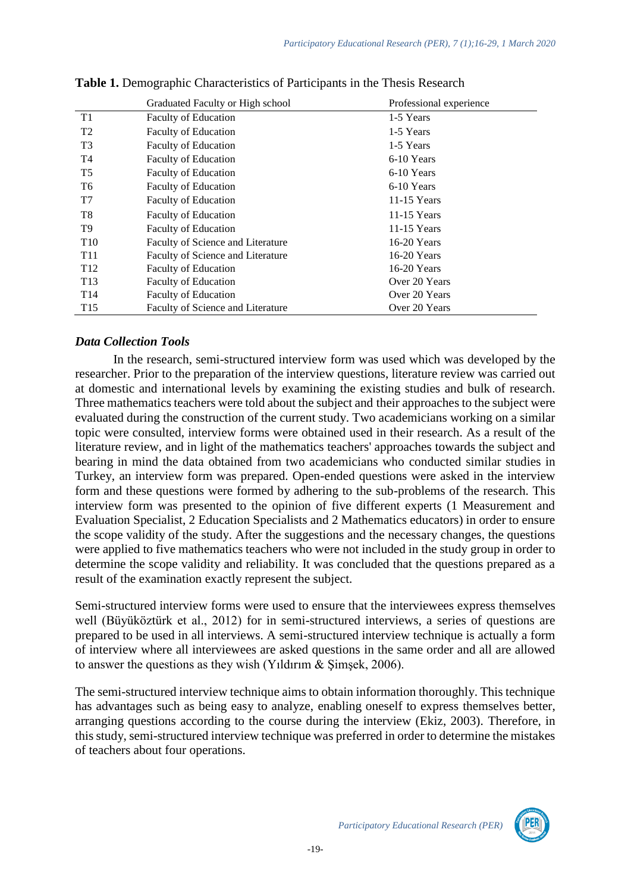**Table 1.** Demographic Characteristics of Participants in the Thesis Research

| | Graduated Faculty or High school | Professional experience |
|---|---|---|
| T1 | Faculty of Education | 1-5 Years |
| T2 | Faculty of Education | 1-5 Years |
| T3 | Faculty of Education | 1-5 Years |
| T4 | Faculty of Education | 6-10 Years |
| T5 | Faculty of Education | 6-10 Years |
| T6 | Faculty of Education | 6-10 Years |
| T7 | Faculty of Education | 11-15 Years |
| T8 | Faculty of Education | 11-15 Years |
| T9 | Faculty of Education | 11-15 Years |
| T10 | Faculty of Science and Literature | 16-20 Years |
| T11 | Faculty of Science and Literature | 16-20 Years |
| T12 | Faculty of Education | 16-20 Years |
| T13 | Faculty of Education | Over 20 Years |
| T14 | Faculty of Education | Over 20 Years |
| T15 | Faculty of Science and Literature | Over 20 Years |

### *Data Collection Tools*

In the research, semi-structured interview form was used which was developed by the researcher. Prior to the preparation of the interview questions, literature review was carried out at domestic and international levels by examining the existing studies and bulk of research. Three mathematics teachers were told about the subject and their approaches to the subject were evaluated during the construction of the current study. Two academicians working on a similar topic were consulted, interview forms were obtained used in their research. As a result of the literature review, and in light of the mathematics teachers' approaches towards the subject and bearing in mind the data obtained from two academicians who conducted similar studies in Turkey, an interview form was prepared. Open-ended questions were asked in the interview form and these questions were formed by adhering to the sub-problems of the research. This interview form was presented to the opinion of five different experts (1 Measurement and Evaluation Specialist, 2 Education Specialists and 2 Mathematics educators) in order to ensure the scope validity of the study. After the suggestions and the necessary changes, the questions were applied to five mathematics teachers who were not included in the study group in order to determine the scope validity and reliability. It was concluded that the questions prepared as a result of the examination exactly represent the subject.

Semi-structured interview forms were used to ensure that the interviewees express themselves well (Büyüköztürk et al., 2012) for in semi-structured interviews, a series of questions are prepared to be used in all interviews. A semi-structured interview technique is actually a form of interview where all interviewees are asked questions in the same order and all are allowed to answer the questions as they wish (Yıldırım & Şimşek, 2006).

The semi-structured interview technique aims to obtain information thoroughly. This technique has advantages such as being easy to analyze, enabling oneself to express themselves better, arranging questions according to the course during the interview (Ekiz, 2003). Therefore, in this study, semi-structured interview technique was preferred in order to determine the mistakes of teachers about four operations.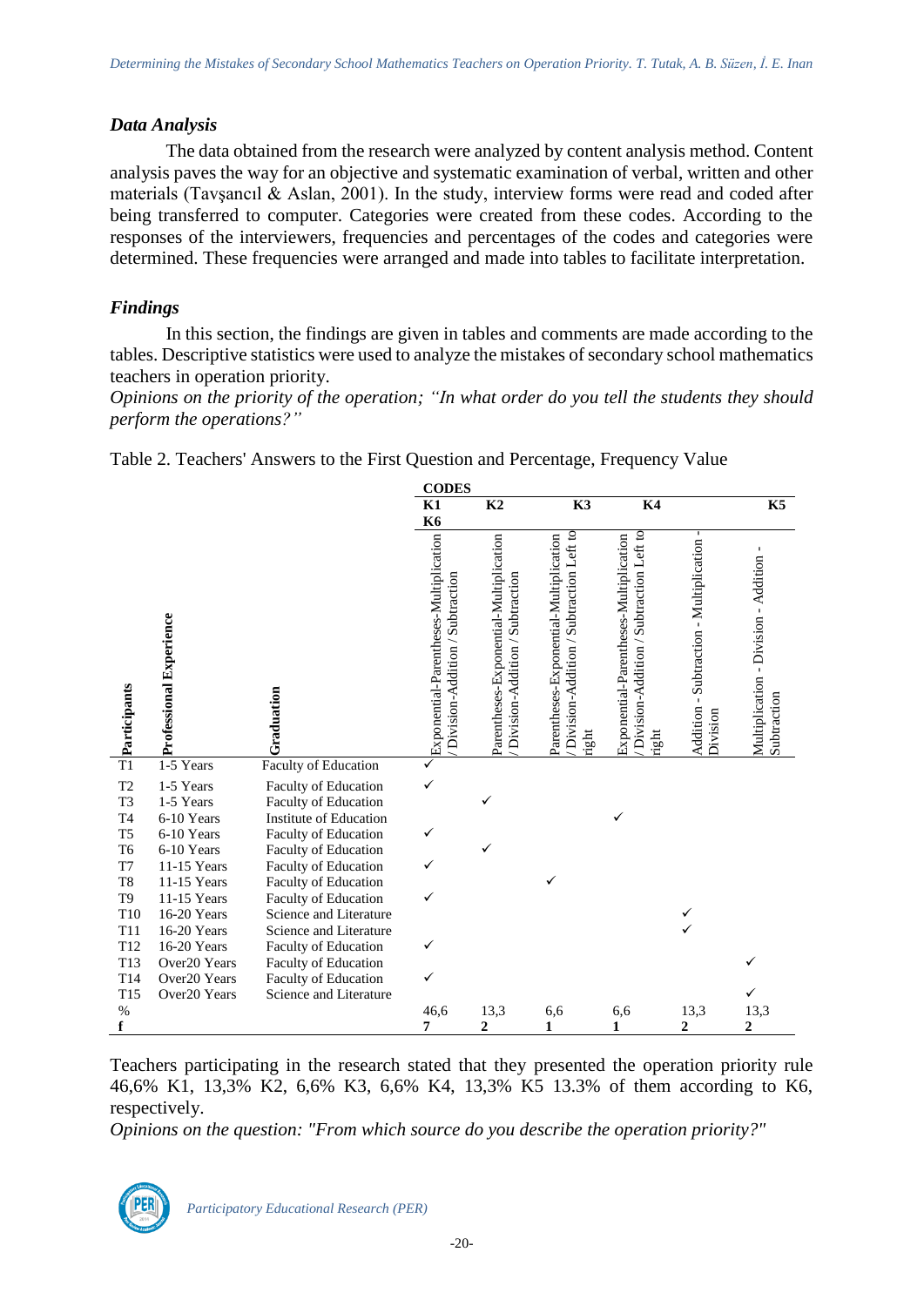### *Data Analysis*

The data obtained from the research were analyzed by content analysis method. Content analysis paves the way for an objective and systematic examination of verbal, written and other materials (Tavşancıl & Aslan, 2001). In the study, interview forms were read and coded after being transferred to computer. Categories were created from these codes. According to the responses of the interviewers, frequencies and percentages of the codes and categories were determined. These frequencies were arranged and made into tables to facilitate interpretation.

### *Findings*

In this section, the findings are given in tables and comments are made according to the tables. Descriptive statistics were used to analyze the mistakes of secondary school mathematics teachers in operation priority.

*Opinions on the priority of the operation; "In what order do you tell the students they should perform the operations?"*

Table 2. Teachers' Answers to the First Question and Percentage, Frequency Value

| | | | **CODES** | | | | | |
|---|---|---|---|---|---|---|---|---|
| | | | **K1 K6** | **K2** | **K3** | **K4** | | **K5** |
| **Participants** | **Professional Experience** | **Graduation** | Exponential-Parentheses-Multiplication / Division-Addition / Subtraction | Parentheses-Exponential-Multiplication / Division-Addition / Subtraction | Parentheses-Exponential-Multiplication / Division-Addition / Subtraction Left to right | Exponential-Parentheses-Multiplication / Division-Addition / Subtraction Left to right | Addition - Subtraction - Multiplication - Division | Multiplication - Division - Addition - Subtraction |
| T1 | 1-5 Years | Faculty of Education | ✓ | | | | | |
| T2 | 1-5 Years | Faculty of Education | ✓ | | | | | |
| T3 | 1-5 Years | Faculty of Education | | ✓ | | | | |
| T4 | 6-10 Years | Institute of Education | | | | ✓ | | |
| T5 | 6-10 Years | Faculty of Education | ✓ | | | | | |
| T6 | 6-10 Years | Faculty of Education | | ✓ | | | | |
| T7 | 11-15 Years | Faculty of Education | ✓ | | | | | |
| T8 | 11-15 Years | Faculty of Education | | | ✓ | | | |
| T9 | 11-15 Years | Faculty of Education | ✓ | | | | | |
| T10 | 16-20 Years | Science and Literature | | | | | ✓ | |
| T11 | 16-20 Years | Science and Literature | | | | | ✓ | |
| T12 | 16-20 Years | Faculty of Education | ✓ | | | | | |
| T13 | Over20 Years | Faculty of Education | | | | | | ✓ |
| T14 | Over20 Years | Faculty of Education | ✓ | | | | | |
| T15 | Over20 Years | Science and Literature | | | | | | ✓ |
| % | | | 46,6 | 13,3 | 6,6 | 6,6 | 13,3 | 13,3 |
| **f** | | | **7** | **2** | **1** | **1** | **2** | **2** |

Teachers participating in the research stated that they presented the operation priority rule 46,6% K1, 13,3% K2, 6,6% K3, 6,6% K4, 13,3% K5 13.3% of them according to K6, respectively.

*Opinions on the question: "From which source do you describe the operation priority?"*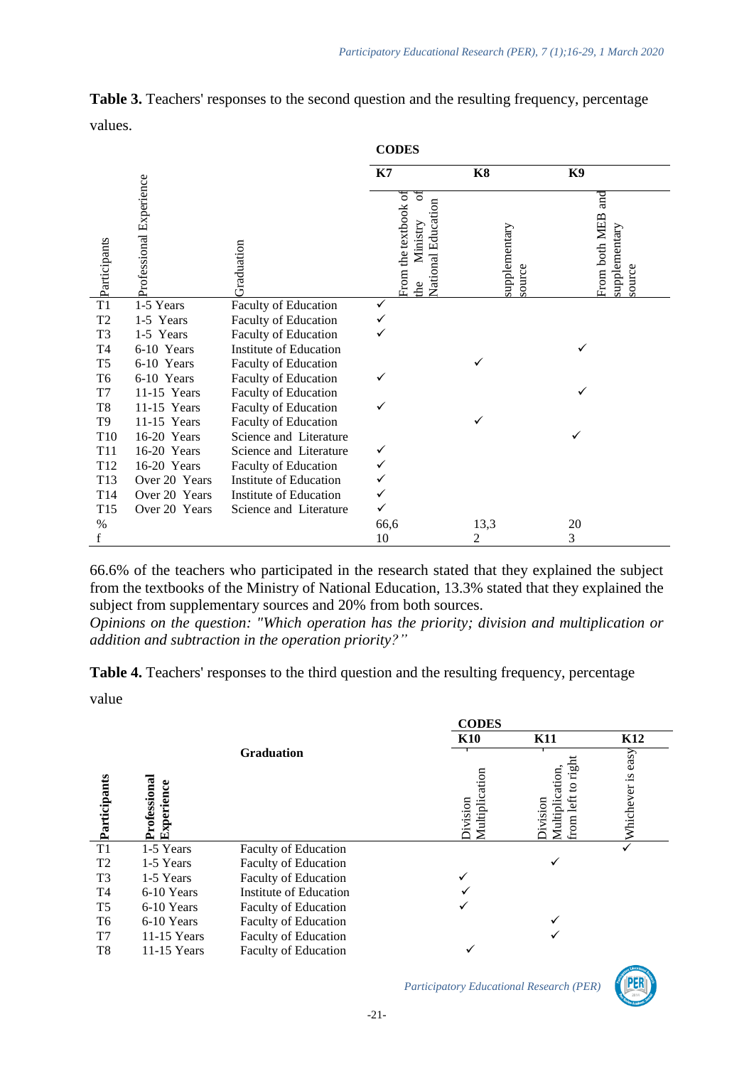**Table 3.** Teachers' responses to the second question and the resulting frequency, percentage values.

| Participants | Professional Experience | Graduation | CODES K7 From the textbook of the Ministry of National Education | K8 supplementary source | K9 From both MEB and supplementary source |
|---|---|---|---|---|---|
| T1 | 1-5 Years | Faculty of Education | ✓ | | |
| T2 | 1-5 Years | Faculty of Education | ✓ | | |
| T3 | 1-5 Years | Faculty of Education | ✓ | | |
| T4 | 6-10 Years | Institute of Education | | | ✓ |
| T5 | 6-10 Years | Faculty of Education | | ✓ | |
| T6 | 6-10 Years | Faculty of Education | ✓ | | |
| T7 | 11-15 Years | Faculty of Education | | | ✓ |
| T8 | 11-15 Years | Faculty of Education | ✓ | | |
| T9 | 11-15 Years | Faculty of Education | | ✓ | |
| T10 | 16-20 Years | Science and Literature | | | ✓ |
| T11 | 16-20 Years | Science and Literature | ✓ | | |
| T12 | 16-20 Years | Faculty of Education | ✓ | | |
| T13 | Over 20 Years | Institute of Education | ✓ | | |
| T14 | Over 20 Years | Institute of Education | ✓ | | |
| T15 | Over 20 Years | Science and Literature | ✓ | | |
| % | | | 66,6 | 13,3 | 20 |
| f | | | 10 | 2 | 3 |

66.6% of the teachers who participated in the research stated that they explained the subject from the textbooks of the Ministry of National Education, 13.3% stated that they explained the subject from supplementary sources and 20% from both sources.

*Opinions on the question: "Which operation has the priority; division and multiplication or addition and subtraction in the operation priority?"*

**Table 4.** Teachers' responses to the third question and the resulting frequency, percentage value

| Participants | Professional Experience | Graduation | CODES K10 Division Multiplication | K11 Division Multiplication, from left to right | K12 Whichever is easy |
|---|---|---|---|---|---|
| T1 | 1-5 Years | Faculty of Education | | | ✓ |
| T2 | 1-5 Years | Faculty of Education | | ✓ | |
| T3 | 1-5 Years | Faculty of Education | ✓ | | |
| T4 | 6-10 Years | Institute of Education | ✓ | | |
| T5 | 6-10 Years | Faculty of Education | ✓ | | |
| T6 | 6-10 Years | Faculty of Education | | ✓ | |
| T7 | 11-15 Years | Faculty of Education | | ✓ | |
| T8 | 11-15 Years | Faculty of Education | ✓ | | |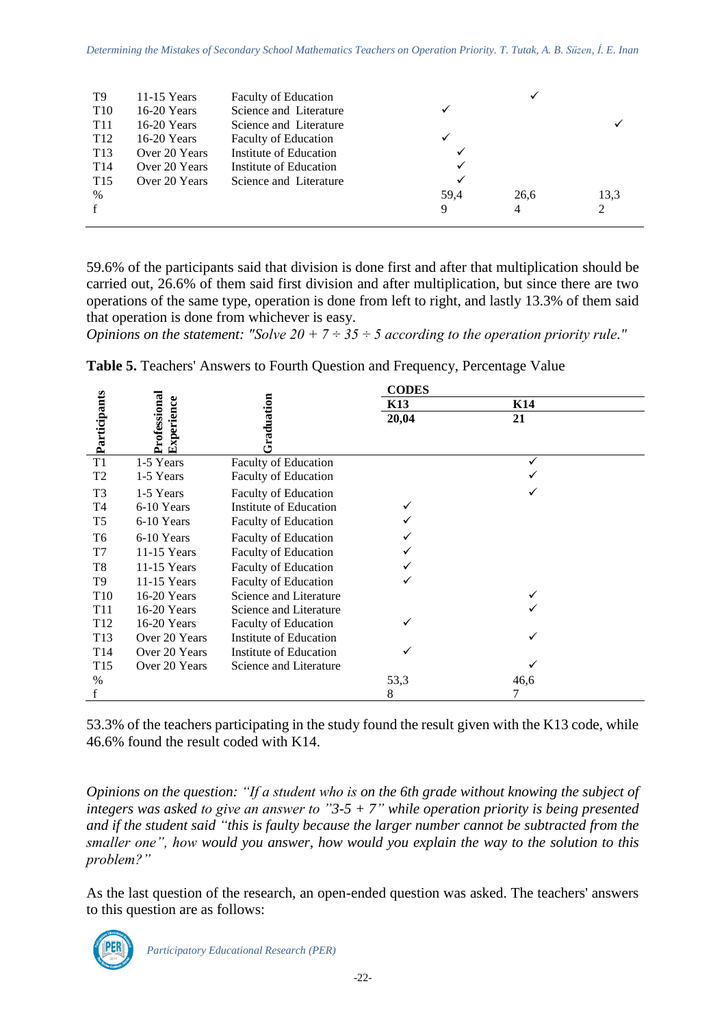| | | | | | |
|---|---|---|---|---|---|
| T9 | 11-15 Years | Faculty of Education | | ✓ | |
| T10 | 16-20 Years | Science and Literature | ✓ | | |
| T11 | 16-20 Years | Science and Literature | | | ✓ |
| T12 | 16-20 Years | Faculty of Education | ✓ | | |
| T13 | Over 20 Years | Institute of Education | ✓ | | |
| T14 | Over 20 Years | Institute of Education | ✓ | | |
| T15 | Over 20 Years | Science and Literature | ✓ | | |
| % | | | 59,4 | 26,6 | 13,3 |
| f | | | 9 | 4 | 2 |

59.6% of the participants said that division is done first and after that multiplication should be carried out, 26.6% of them said first division and after multiplication, but since there are two operations of the same type, operation is done from left to right, and lastly 13.3% of them said that operation is done from whichever is easy.

*Opinions on the statement: "Solve 20 + 7 ÷ 35 ÷ 5 according to the operation priority rule."*

**Table 5.** Teachers' Answers to Fourth Question and Frequency, Percentage Value

| Participants | Professional Experience | Graduation | CODES | |
|---|---|---|---|---|
| | | | **K13** | **K14** |
| | | | **20,04** | **21** |
| T1 | 1-5 Years | Faculty of Education | | ✓ |
| T2 | 1-5 Years | Faculty of Education | | ✓ |
| T3 | 1-5 Years | Faculty of Education | | ✓ |
| T4 | 6-10 Years | Institute of Education | ✓ | |
| T5 | 6-10 Years | Faculty of Education | ✓ | |
| T6 | 6-10 Years | Faculty of Education | ✓ | |
| T7 | 11-15 Years | Faculty of Education | ✓ | |
| T8 | 11-15 Years | Faculty of Education | ✓ | |
| T9 | 11-15 Years | Faculty of Education | ✓ | |
| T10 | 16-20 Years | Science and Literature | | ✓ |
| T11 | 16-20 Years | Science and Literature | | ✓ |
| T12 | 16-20 Years | Faculty of Education | ✓ | |
| T13 | Over 20 Years | Institute of Education | | ✓ |
| T14 | Over 20 Years | Institute of Education | ✓ | |
| T15 | Over 20 Years | Science and Literature | | ✓ |
| % | | | 53,3 | 46,6 |
| f | | | 8 | 7 |

53.3% of the teachers participating in the study found the result given with the K13 code, while 46.6% found the result coded with K14.

*Opinions on the question: "If a student who is on the 6th grade without knowing the subject of integers was asked to give an answer to "3-5 + 7" while operation priority is being presented and if the student said "this is faulty because the larger number cannot be subtracted from the smaller one", how would you answer, how would you explain the way to the solution to this problem?"*

As the last question of the research, an open-ended question was asked. The teachers' answers to this question are as follows: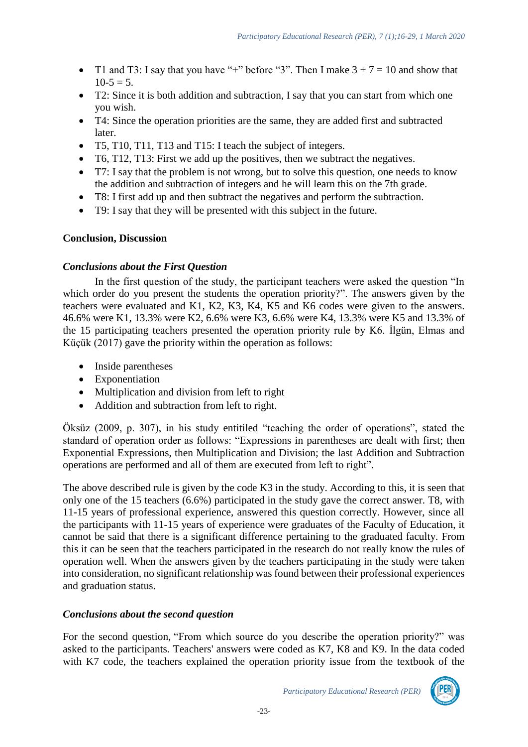- T1 and T3: I say that you have "+" before "3". Then I make $3 + 7 = 10$ and show that $10-5 = 5$.
- T2: Since it is both addition and subtraction, I say that you can start from which one you wish.
- T4: Since the operation priorities are the same, they are added first and subtracted later.
- T5, T10, T11, T13 and T15: I teach the subject of integers.
- T6, T12, T13: First we add up the positives, then we subtract the negatives.
- T7: I say that the problem is not wrong, but to solve this question, one needs to know the addition and subtraction of integers and he will learn this on the 7th grade.
- T8: I first add up and then subtract the negatives and perform the subtraction.
- T9: I say that they will be presented with this subject in the future.

## Conclusion, Discussion

### *Conclusions about the First Question*

In the first question of the study, the participant teachers were asked the question "In which order do you present the students the operation priority?". The answers given by the teachers were evaluated and K1, K2, K3, K4, K5 and K6 codes were given to the answers. 46.6% were K1, 13.3% were K2, 6.6% were K3, 6.6% were K4, 13.3% were K5 and 13.3% of the 15 participating teachers presented the operation priority rule by K6. İlgün, Elmas and Küçük (2017) gave the priority within the operation as follows:

- Inside parentheses
- Exponentiation
- Multiplication and division from left to right
- Addition and subtraction from left to right.

Öksüz (2009, p. 307), in his study entitiled "teaching the order of operations", stated the standard of operation order as follows: "Expressions in parentheses are dealt with first; then Exponential Expressions, then Multiplication and Division; the last Addition and Subtraction operations are performed and all of them are executed from left to right".

The above described rule is given by the code K3 in the study. According to this, it is seen that only one of the 15 teachers (6.6%) participated in the study gave the correct answer. T8, with 11-15 years of professional experience, answered this question correctly. However, since all the participants with 11-15 years of experience were graduates of the Faculty of Education, it cannot be said that there is a significant difference pertaining to the graduated faculty. From this it can be seen that the teachers participated in the research do not really know the rules of operation well. When the answers given by the teachers participating in the study were taken into consideration, no significant relationship was found between their professional experiences and graduation status.

### *Conclusions about the second question*

For the second question, "From which source do you describe the operation priority?" was asked to the participants. Teachers' answers were coded as K7, K8 and K9. In the data coded with K7 code, the teachers explained the operation priority issue from the textbook of the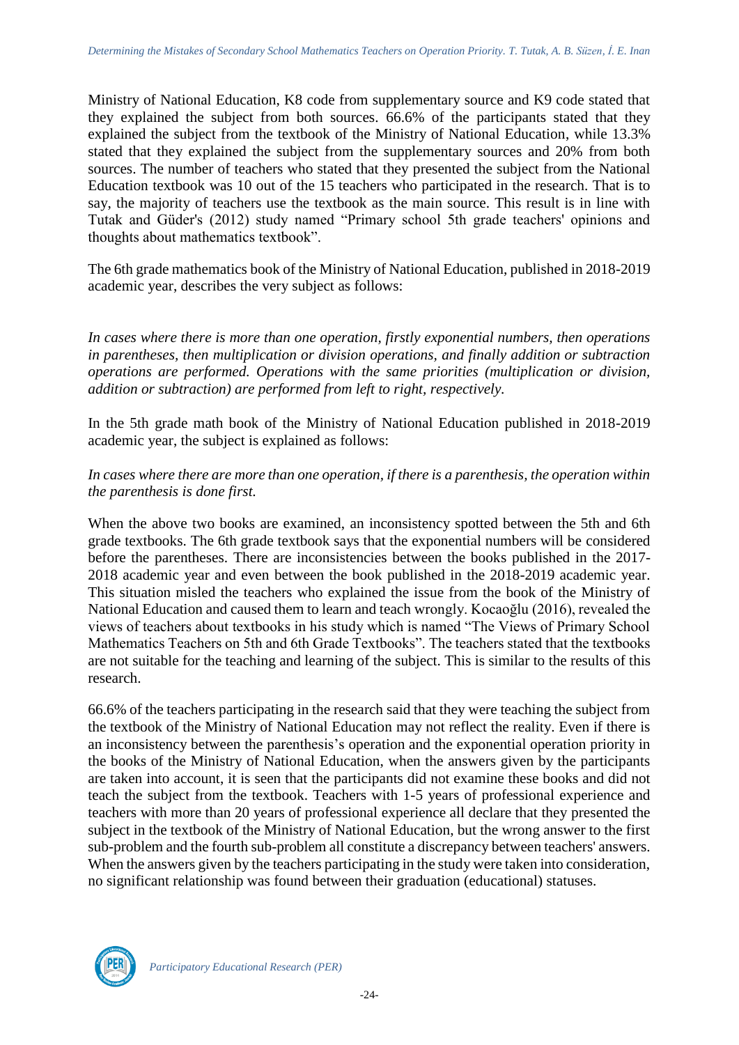Ministry of National Education, K8 code from supplementary source and K9 code stated that they explained the subject from both sources. 66.6% of the participants stated that they explained the subject from the textbook of the Ministry of National Education, while 13.3% stated that they explained the subject from the supplementary sources and 20% from both sources. The number of teachers who stated that they presented the subject from the National Education textbook was 10 out of the 15 teachers who participated in the research. That is to say, the majority of teachers use the textbook as the main source. This result is in line with Tutak and Güder's (2012) study named "Primary school 5th grade teachers' opinions and thoughts about mathematics textbook".

The 6th grade mathematics book of the Ministry of National Education, published in 2018-2019 academic year, describes the very subject as follows:

*In cases where there is more than one operation, firstly exponential numbers, then operations in parentheses, then multiplication or division operations, and finally addition or subtraction operations are performed. Operations with the same priorities (multiplication or division, addition or subtraction) are performed from left to right, respectively.*

In the 5th grade math book of the Ministry of National Education published in 2018-2019 academic year, the subject is explained as follows:

*In cases where there are more than one operation, if there is a parenthesis, the operation within the parenthesis is done first.*

When the above two books are examined, an inconsistency spotted between the 5th and 6th grade textbooks. The 6th grade textbook says that the exponential numbers will be considered before the parentheses. There are inconsistencies between the books published in the 2017-2018 academic year and even between the book published in the 2018-2019 academic year. This situation misled the teachers who explained the issue from the book of the Ministry of National Education and caused them to learn and teach wrongly. Kocaoğlu (2016), revealed the views of teachers about textbooks in his study which is named "The Views of Primary School Mathematics Teachers on 5th and 6th Grade Textbooks". The teachers stated that the textbooks are not suitable for the teaching and learning of the subject. This is similar to the results of this research.

66.6% of the teachers participating in the research said that they were teaching the subject from the textbook of the Ministry of National Education may not reflect the reality. Even if there is an inconsistency between the parenthesis's operation and the exponential operation priority in the books of the Ministry of National Education, when the answers given by the participants are taken into account, it is seen that the participants did not examine these books and did not teach the subject from the textbook. Teachers with 1-5 years of professional experience and teachers with more than 20 years of professional experience all declare that they presented the subject in the textbook of the Ministry of National Education, but the wrong answer to the first sub-problem and the fourth sub-problem all constitute a discrepancy between teachers' answers. When the answers given by the teachers participating in the study were taken into consideration, no significant relationship was found between their graduation (educational) statuses.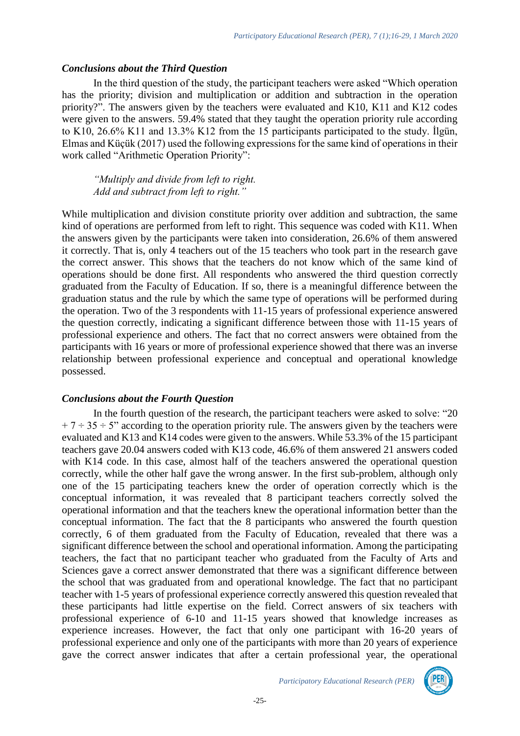### *Conclusions about the Third Question*

In the third question of the study, the participant teachers were asked "Which operation has the priority; division and multiplication or addition and subtraction in the operation priority?". The answers given by the teachers were evaluated and K10, K11 and K12 codes were given to the answers. 59.4% stated that they taught the operation priority rule according to K10, 26.6% K11 and 13.3% K12 from the 15 participants participated to the study. İlgün, Elmas and Küçük (2017) used the following expressions for the same kind of operations in their work called "Arithmetic Operation Priority":

> *"Multiply and divide from left to right.*
> *Add and subtract from left to right."*

While multiplication and division constitute priority over addition and subtraction, the same kind of operations are performed from left to right. This sequence was coded with K11. When the answers given by the participants were taken into consideration, 26.6% of them answered it correctly. That is, only 4 teachers out of the 15 teachers who took part in the research gave the correct answer. This shows that the teachers do not know which of the same kind of operations should be done first. All respondents who answered the third question correctly graduated from the Faculty of Education. If so, there is a meaningful difference between the graduation status and the rule by which the same type of operations will be performed during the operation. Two of the 3 respondents with 11-15 years of professional experience answered the question correctly, indicating a significant difference between those with 11-15 years of professional experience and others. The fact that no correct answers were obtained from the participants with 16 years or more of professional experience showed that there was an inverse relationship between professional experience and conceptual and operational knowledge possessed.

### *Conclusions about the Fourth Question*

In the fourth question of the research, the participant teachers were asked to solve: "$20 + 7 \div 35 \div 5$" according to the operation priority rule. The answers given by the teachers were evaluated and K13 and K14 codes were given to the answers. While 53.3% of the 15 participant teachers gave 20.04 answers coded with K13 code, 46.6% of them answered 21 answers coded with K14 code. In this case, almost half of the teachers answered the operational question correctly, while the other half gave the wrong answer. In the first sub-problem, although only one of the 15 participating teachers knew the order of operation correctly which is the conceptual information, it was revealed that 8 participant teachers correctly solved the operational information and that the teachers knew the operational information better than the conceptual information. The fact that the 8 participants who answered the fourth question correctly, 6 of them graduated from the Faculty of Education, revealed that there was a significant difference between the school and operational information. Among the participating teachers, the fact that no participant teacher who graduated from the Faculty of Arts and Sciences gave a correct answer demonstrated that there was a significant difference between the school that was graduated from and operational knowledge. The fact that no participant teacher with 1-5 years of professional experience correctly answered this question revealed that these participants had little expertise on the field. Correct answers of six teachers with professional experience of 6-10 and 11-15 years showed that knowledge increases as experience increases. However, the fact that only one participant with 16-20 years of professional experience and only one of the participants with more than 20 years of experience gave the correct answer indicates that after a certain professional year, the operational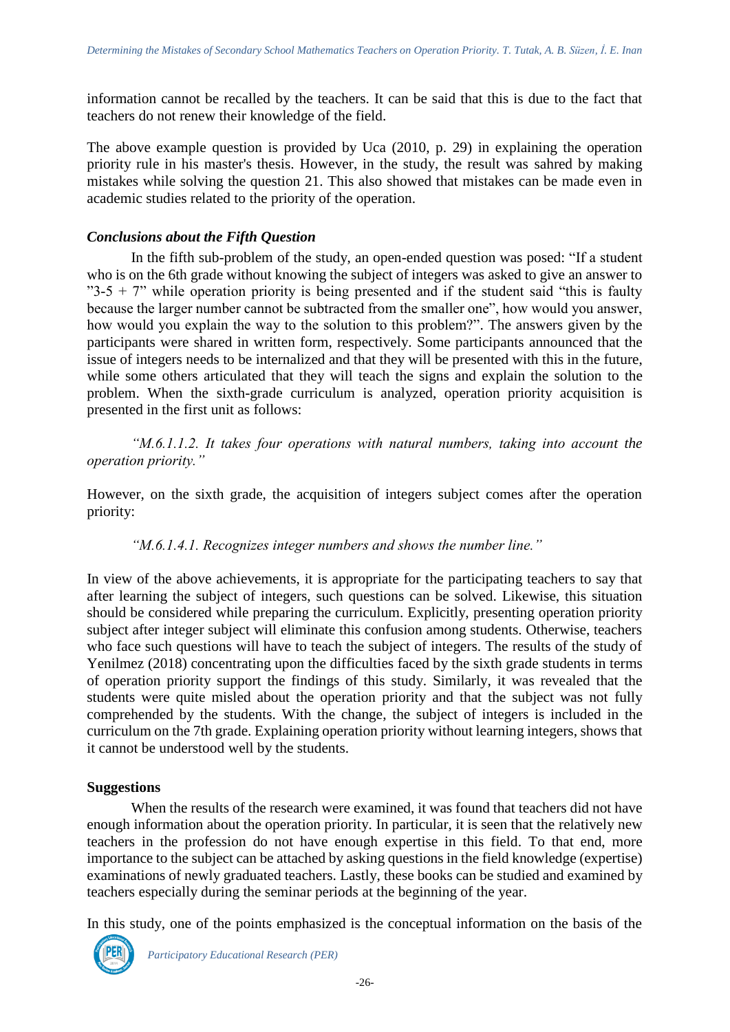information cannot be recalled by the teachers. It can be said that this is due to the fact that teachers do not renew their knowledge of the field.

The above example question is provided by Uca (2010, p. 29) in explaining the operation priority rule in his master's thesis. However, in the study, the result was sahred by making mistakes while solving the question 21. This also showed that mistakes can be made even in academic studies related to the priority of the operation.

### *Conclusions about the Fifth Question*

In the fifth sub-problem of the study, an open-ended question was posed: "If a student who is on the 6th grade without knowing the subject of integers was asked to give an answer to "3-5 + 7" while operation priority is being presented and if the student said "this is faulty because the larger number cannot be subtracted from the smaller one", how would you answer, how would you explain the way to the solution to this problem?". The answers given by the participants were shared in written form, respectively. Some participants announced that the issue of integers needs to be internalized and that they will be presented with this in the future, while some others articulated that they will teach the signs and explain the solution to the problem. When the sixth-grade curriculum is analyzed, operation priority acquisition is presented in the first unit as follows:

*"M.6.1.1.2. It takes four operations with natural numbers, taking into account the operation priority."*

However, on the sixth grade, the acquisition of integers subject comes after the operation priority:

*"M.6.1.4.1. Recognizes integer numbers and shows the number line."*

In view of the above achievements, it is appropriate for the participating teachers to say that after learning the subject of integers, such questions can be solved. Likewise, this situation should be considered while preparing the curriculum. Explicitly, presenting operation priority subject after integer subject will eliminate this confusion among students. Otherwise, teachers who face such questions will have to teach the subject of integers. The results of the study of Yenilmez (2018) concentrating upon the difficulties faced by the sixth grade students in terms of operation priority support the findings of this study. Similarly, it was revealed that the students were quite misled about the operation priority and that the subject was not fully comprehended by the students. With the change, the subject of integers is included in the curriculum on the 7th grade. Explaining operation priority without learning integers, shows that it cannot be understood well by the students.

### **Suggestions**

When the results of the research were examined, it was found that teachers did not have enough information about the operation priority. In particular, it is seen that the relatively new teachers in the profession do not have enough expertise in this field. To that end, more importance to the subject can be attached by asking questions in the field knowledge (expertise) examinations of newly graduated teachers. Lastly, these books can be studied and examined by teachers especially during the seminar periods at the beginning of the year.

In this study, one of the points emphasized is the conceptual information on the basis of the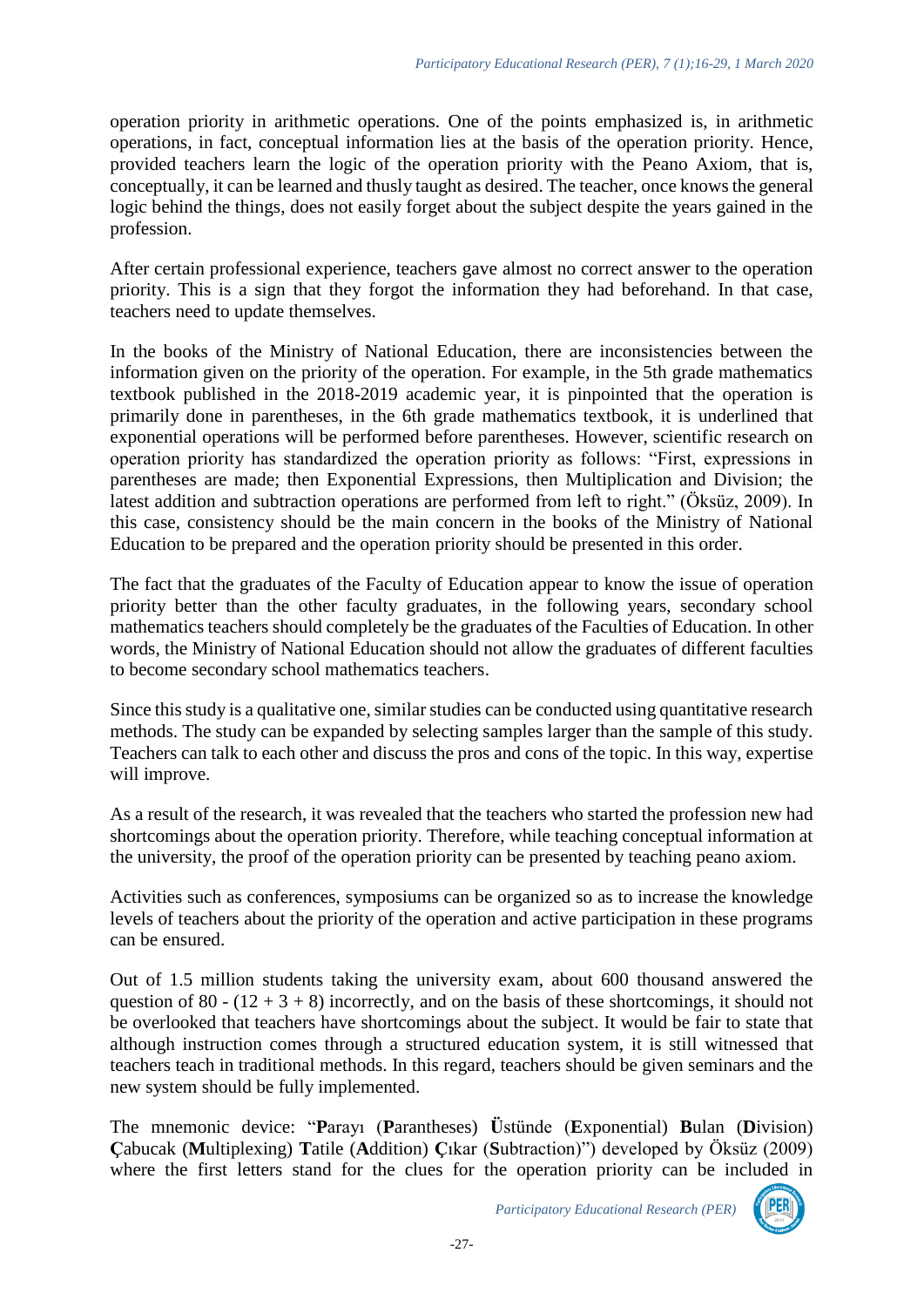operation priority in arithmetic operations. One of the points emphasized is, in arithmetic operations, in fact, conceptual information lies at the basis of the operation priority. Hence, provided teachers learn the logic of the operation priority with the Peano Axiom, that is, conceptually, it can be learned and thusly taught as desired. The teacher, once knows the general logic behind the things, does not easily forget about the subject despite the years gained in the profession.

After certain professional experience, teachers gave almost no correct answer to the operation priority. This is a sign that they forgot the information they had beforehand. In that case, teachers need to update themselves.

In the books of the Ministry of National Education, there are inconsistencies between the information given on the priority of the operation. For example, in the 5th grade mathematics textbook published in the 2018-2019 academic year, it is pinpointed that the operation is primarily done in parentheses, in the 6th grade mathematics textbook, it is underlined that exponential operations will be performed before parentheses. However, scientific research on operation priority has standardized the operation priority as follows: "First, expressions in parentheses are made; then Exponential Expressions, then Multiplication and Division; the latest addition and subtraction operations are performed from left to right." (Öksüz, 2009). In this case, consistency should be the main concern in the books of the Ministry of National Education to be prepared and the operation priority should be presented in this order.

The fact that the graduates of the Faculty of Education appear to know the issue of operation priority better than the other faculty graduates, in the following years, secondary school mathematics teachers should completely be the graduates of the Faculties of Education. In other words, the Ministry of National Education should not allow the graduates of different faculties to become secondary school mathematics teachers.

Since this study is a qualitative one, similar studies can be conducted using quantitative research methods. The study can be expanded by selecting samples larger than the sample of this study. Teachers can talk to each other and discuss the pros and cons of the topic. In this way, expertise will improve.

As a result of the research, it was revealed that the teachers who started the profession new had shortcomings about the operation priority. Therefore, while teaching conceptual information at the university, the proof of the operation priority can be presented by teaching peano axiom.

Activities such as conferences, symposiums can be organized so as to increase the knowledge levels of teachers about the priority of the operation and active participation in these programs can be ensured.

Out of 1.5 million students taking the university exam, about 600 thousand answered the question of $80 - (12 + 3 + 8)$ incorrectly, and on the basis of these shortcomings, it should not be overlooked that teachers have shortcomings about the subject. It would be fair to state that although instruction comes through a structured education system, it is still witnessed that teachers teach in traditional methods. In this regard, teachers should be given seminars and the new system should be fully implemented.

The mnemonic device: "**P**arayı (**P**arantheses) **Ü**stünde (**E**xponential) **B**ulan (**D**ivision) **Ç**abucak (**M**ultiplexing) **T**atile (**A**ddition) **Ç**ıkar (**S**ubtraction)") developed by Öksüz (2009) where the first letters stand for the clues for the operation priority can be included in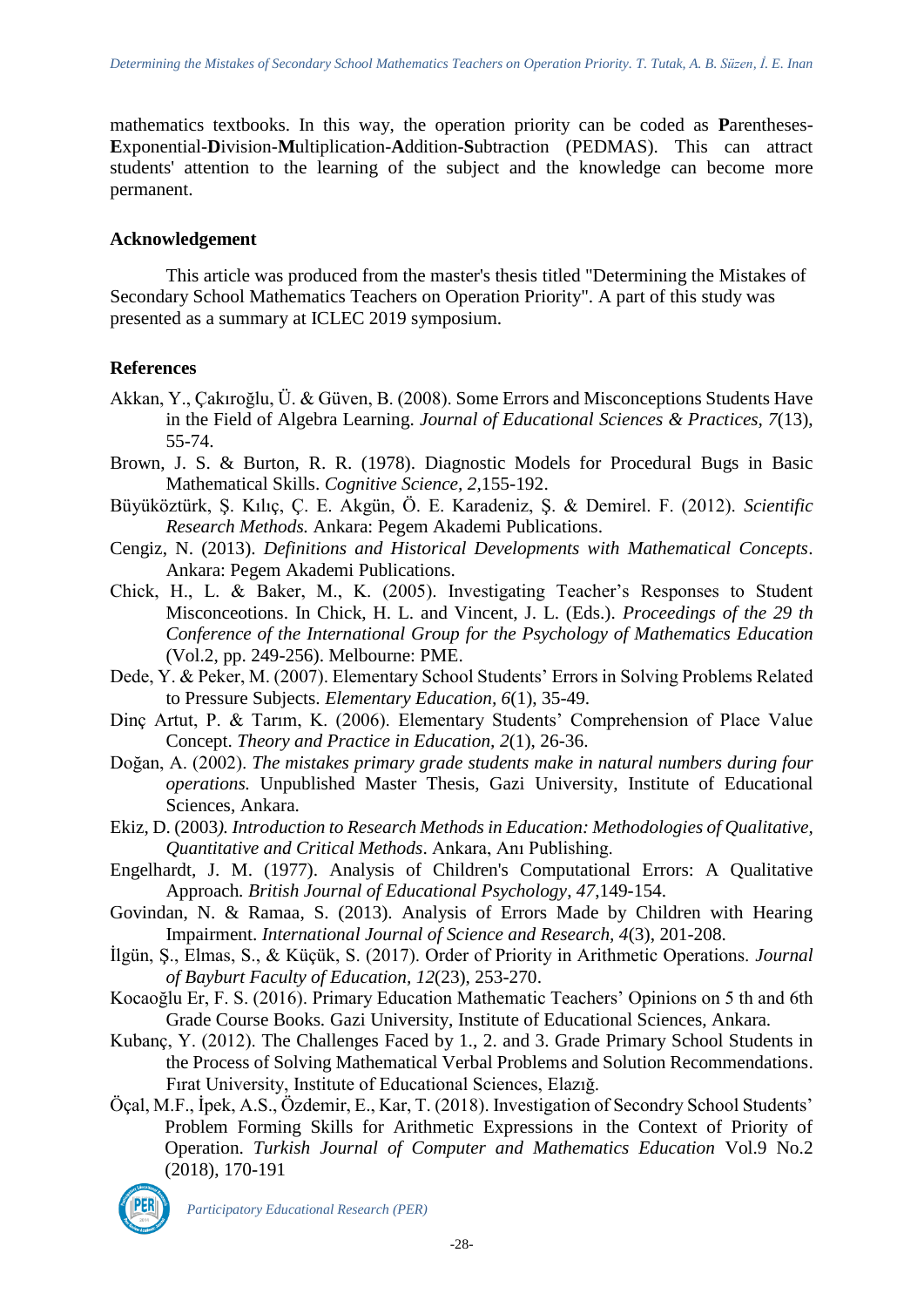mathematics textbooks. In this way, the operation priority can be coded as **P**arentheses-**E**xponential-**D**ivision-**M**ultiplication-**A**ddition-**S**ubtraction (PEDMAS). This can attract students' attention to the learning of the subject and the knowledge can become more permanent.

## Acknowledgement

This article was produced from the master's thesis titled "Determining the Mistakes of Secondary School Mathematics Teachers on Operation Priority". A part of this study was presented as a summary at ICLEC 2019 symposium.

## References

Akkan, Y., Çakıroğlu, Ü. & Güven, B. (2008). Some Errors and Misconceptions Students Have in the Field of Algebra Learning. *Journal of Educational Sciences & Practices, 7*(13), 55-74.

Brown, J. S. & Burton, R. R. (1978). Diagnostic Models for Procedural Bugs in Basic Mathematical Skills. *Cognitive Science, 2,*155-192.

Büyüköztürk, Ş. Kılıç, Ç. E. Akgün, Ö. E. Karadeniz, Ş. & Demirel. F. (2012). *Scientific Research Methods.* Ankara: Pegem Akademi Publications.

Cengiz, N. (2013). *Definitions and Historical Developments with Mathematical Concepts*. Ankara: Pegem Akademi Publications.

Chick, H., L. & Baker, M., K. (2005). Investigating Teacher's Responses to Student Misconceotions. In Chick, H. L. and Vincent, J. L. (Eds.). *Proceedings of the 29 th Conference of the International Group for the Psychology of Mathematics Education* (Vol.2, pp. 249-256). Melbourne: PME.

Dede, Y. & Peker, M. (2007). Elementary School Students' Errors in Solving Problems Related to Pressure Subjects. *Elementary Education, 6*(1), 35-49.

Dinç Artut, P. & Tarım, K. (2006). Elementary Students' Comprehension of Place Value Concept. *Theory and Practice in Education, 2*(1), 26-36.

Doğan, A. (2002). *The mistakes primary grade students make in natural numbers during four operations.* Unpublished Master Thesis, Gazi University, Institute of Educational Sciences, Ankara.

Ekiz, D. (2003*). Introduction to Research Methods in Education: Methodologies of Qualitative, Quantitative and Critical Methods*. Ankara, Anı Publishing.

Engelhardt, J. M. (1977). Analysis of Children's Computational Errors: A Qualitative Approach. *British Journal of Educational Psychology, 47*,149-154.

Govindan, N. & Ramaa, S. (2013). Analysis of Errors Made by Children with Hearing Impairment. *International Journal of Science and Research, 4*(3), 201-208.

İlgün, Ş., Elmas, S., & Küçük, S. (2017). Order of Priority in Arithmetic Operations. *Journal of Bayburt Faculty of Education, 12*(23), 253-270.

Kocaoğlu Er, F. S. (2016). Primary Education Mathematic Teachers' Opinions on 5 th and 6th Grade Course Books. Gazi University, Institute of Educational Sciences, Ankara.

Kubanç, Y. (2012). The Challenges Faced by 1., 2. and 3. Grade Primary School Students in the Process of Solving Mathematical Verbal Problems and Solution Recommendations. Fırat University, Institute of Educational Sciences, Elazığ.

Öçal, M.F., İpek, A.S., Özdemir, E., Kar, T. (2018). Investigation of Secondry School Students' Problem Forming Skills for Arithmetic Expressions in the Context of Priority of Operation. *Turkish Journal of Computer and Mathematics Education* Vol.9 No.2 (2018), 170-191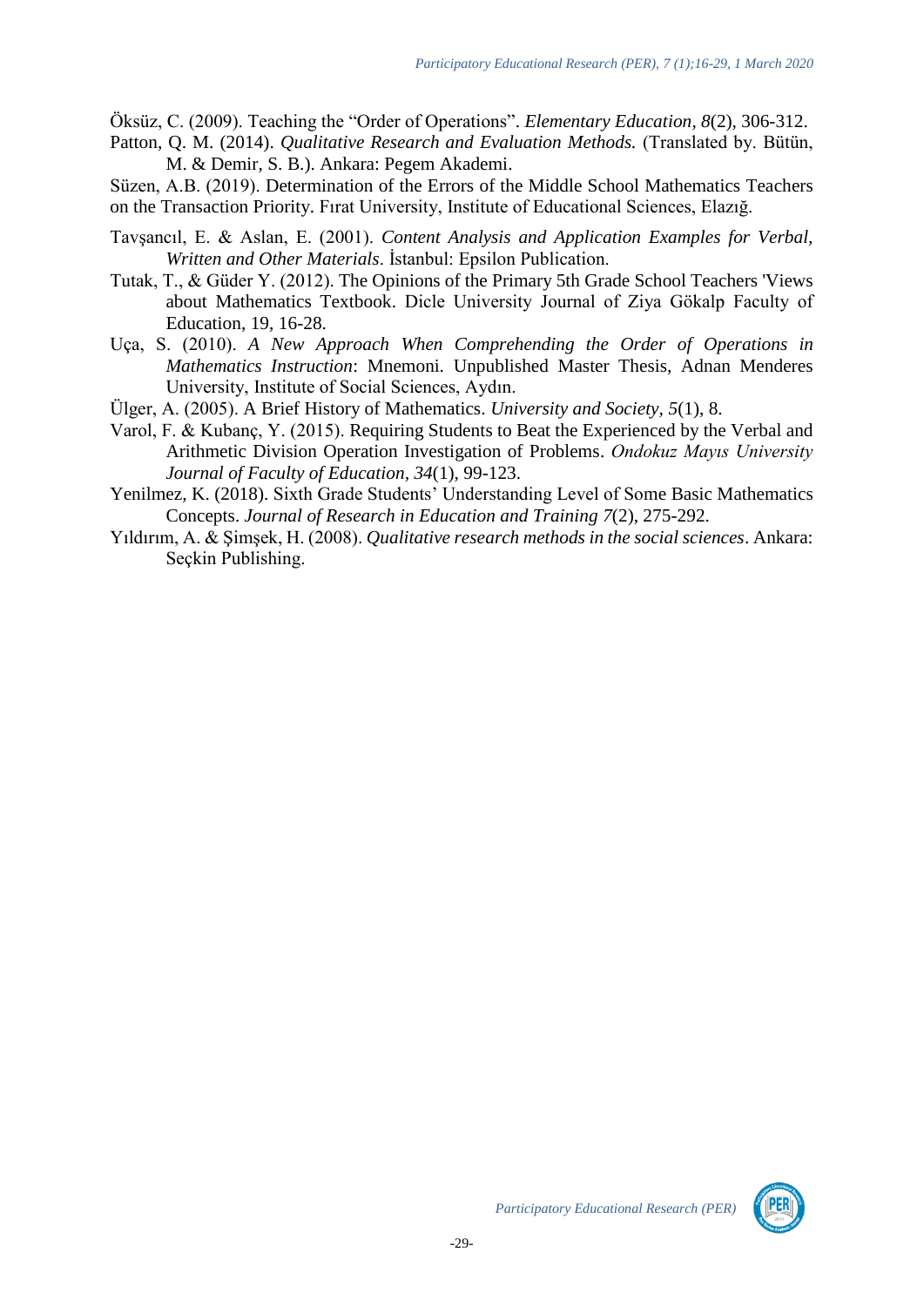Öksüz, C. (2009). Teaching the "Order of Operations". *Elementary Education*, *8*(2), 306-312.

Patton, Q. M. (2014). *Qualitative Research and Evaluation Methods.* (Translated by. Bütün, M. & Demir, S. B.). Ankara: Pegem Akademi.

Süzen, A.B. (2019). Determination of the Errors of the Middle School Mathematics Teachers on the Transaction Priority. Fırat University, Institute of Educational Sciences, Elazığ.

Tavşancıl, E. & Aslan, E. (2001). *Content Analysis and Application Examples for Verbal, Written and Other Materials*. İstanbul: Epsilon Publication.

Tutak, T., & Güder Y. (2012). The Opinions of the Primary 5th Grade School Teachers 'Views about Mathematics Textbook. Dicle University Journal of Ziya Gökalp Faculty of Education, 19, 16-28.

Uça, S. (2010). *A New Approach When Comprehending the Order of Operations in Mathematics Instruction*: Mnemoni. Unpublished Master Thesis, Adnan Menderes University, Institute of Social Sciences, Aydın.

Ülger, A. (2005). A Brief History of Mathematics. *University and Society, 5*(1), 8.

Varol, F. & Kubanç, Y. (2015). Requiring Students to Beat the Experienced by the Verbal and Arithmetic Division Operation Investigation of Problems. *Ondokuz Mayıs University Journal of Faculty of Education, 34*(1), 99-123.

Yenilmez, K. (2018). Sixth Grade Students' Understanding Level of Some Basic Mathematics Concepts. *Journal of Research in Education and Training 7*(2), 275-292.

Yıldırım, A. & Şimşek, H. (2008). *Qualitative research methods in the social sciences*. Ankara: Seçkin Publishing.